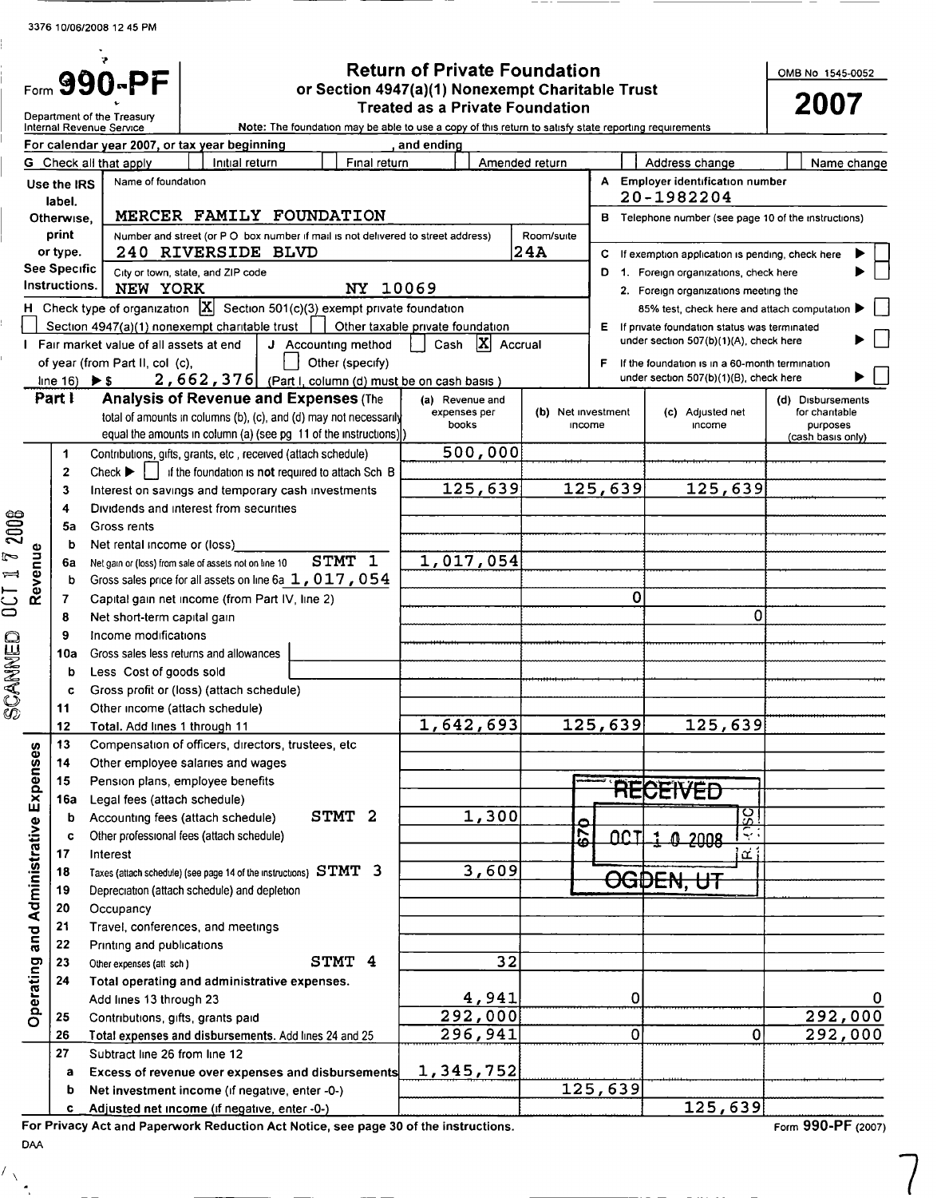3376 10/06/2008 12 45 PM

# Form 990-PF

Department of the Treasury
Internal Revenue Service

## Return of Private Foundation
## or Section 4947(a)(1) Nonexempt Charitable Trust
## Treated as a Private Foundation

Note: The foundation may be able to use a copy of this return to satisfy state reporting requirements

OMB No 1545-0052

**2007**

For calendar year 2007, or tax year beginning , and ending

G Check all that apply: [ ] Initial return [ ] Final return [ ] Amended return [ ] Address change [ ] Name change

Use the IRS label. Otherwise, print or type. See Specific Instructions.

Name of foundation: **MERCER FAMILY FOUNDATION**

Number and street (or P O box number if mail is not delivered to street address): **240 RIVERSIDE BLVD** Room/suite: **24A**

City or town, state, and ZIP code: **NEW YORK NY 10069**

A Employer identification number: **20-1982204**

B Telephone number (see page 10 of the instructions)

C If exemption application is pending, check here [ ]

D 1. Foreign organizations, check here [ ]

2. Foreign organizations meeting the 85% test, check here and attach computation [ ]

E If private foundation status was terminated under section 507(b)(1)(A), check here [ ]

F If the foundation is in a 60-month termination under section 507(b)(1)(B), check here [ ]

H Check type of organization: [X] Section 501(c)(3) exempt private foundation [ ] Section 4947(a)(1) nonexempt charitable trust [ ] Other taxable private foundation

I Fair market value of all assets at end of year (from Part II, col (c), line 16) ▶ $ 2,662,376

J Accounting method: [ ] Cash [X] Accrual [ ] Other (specify)

(Part I, column (d) must be on cash basis.)

## Part I Analysis of Revenue and Expenses

(The total of amounts in columns (b), (c), and (d) may not necessarily equal the amounts in column (a) (see pg 11 of the instructions))

| | Line | Description | (a) Revenue and expenses per books | (b) Net investment income | (c) Adjusted net income | (d) Disbursements for charitable purposes (cash basis only) |
|---|---|---|---|---|---|---|
| Revenue | 1 | Contributions, gifts, grants, etc, received (attach schedule) | 500,000 | | | |
| | 2 | Check ▶ [ ] if the foundation is not required to attach Sch B | | | | |
| | 3 | Interest on savings and temporary cash investments | 125,639 | 125,639 | 125,639 | |
| | 4 | Dividends and interest from securities | | | | |
| | 5a | Gross rents | | | | |
| | b | Net rental income or (loss) | | | | |
| | 6a | Net gain or (loss) from sale of assets not on line 10 STMT 1 | 1,017,054 | | | |
| | b | Gross sales price for all assets on line 6a 1,017,054 | | | | |
| | 7 | Capital gain net income (from Part IV, line 2) | | 0 | | |
| | 8 | Net short-term capital gain | | | 0 | |
| | 9 | Income modifications | | | | |
| | 10a | Gross sales less returns and allowances | | | | |
| | b | Less Cost of goods sold | | | | |
| | c | Gross profit or (loss) (attach schedule) | | | | |
| | 11 | Other income (attach schedule) | | | | |
| | 12 | **Total.** Add lines 1 through 11 | 1,642,693 | 125,639 | 125,639 | |
| Operating and Administrative Expenses | 13 | Compensation of officers, directors, trustees, etc | | | | |
| | 14 | Other employee salaries and wages | | | | |
| | 15 | Pension plans, employee benefits | | | | |
| | 16a | Legal fees (attach schedule) | | | | |
| | b | Accounting fees (attach schedule) STMT 2 | 1,300 | | | |
| | c | Other professional fees (attach schedule) | | | | |
| | 17 | Interest | | | | |
| | 18 | Taxes (attach schedule) (see page 14 of the instructions) STMT 3 | 3,609 | | | |
| | 19 | Depreciation (attach schedule) and depletion | | | | |
| | 20 | Occupancy | | | | |
| | 21 | Travel, conferences, and meetings | | | | |
| | 22 | Printing and publications | | | | |
| | 23 | Other expenses (att sch) STMT 4 | 32 | | | |
| | 24 | **Total operating and administrative expenses.** Add lines 13 through 23 | 4,941 | 0 | | 0 |
| | 25 | Contributions, gifts, grants paid | 292,000 | | | 292,000 |
| | 26 | **Total expenses and disbursements.** Add lines 24 and 25 | 296,941 | 0 | 0 | 292,000 |
| | 27 | Subtract line 26 from line 12 | | | | |
| | a | **Excess of revenue over expenses and disbursements** | 1,345,752 | | | |
| | b | **Net investment income** (if negative, enter -0-) | | 125,639 | | |
| | c | **Adjusted net income** (if negative, enter -0-) | | | 125,639 | |

RECEIVED OCT 10 2008 OGDEN, UT

SCANNED OCT 17 2008

For Privacy Act and Paperwork Reduction Act Notice, see page 30 of the instructions. Form 990-PF (2007)

DAA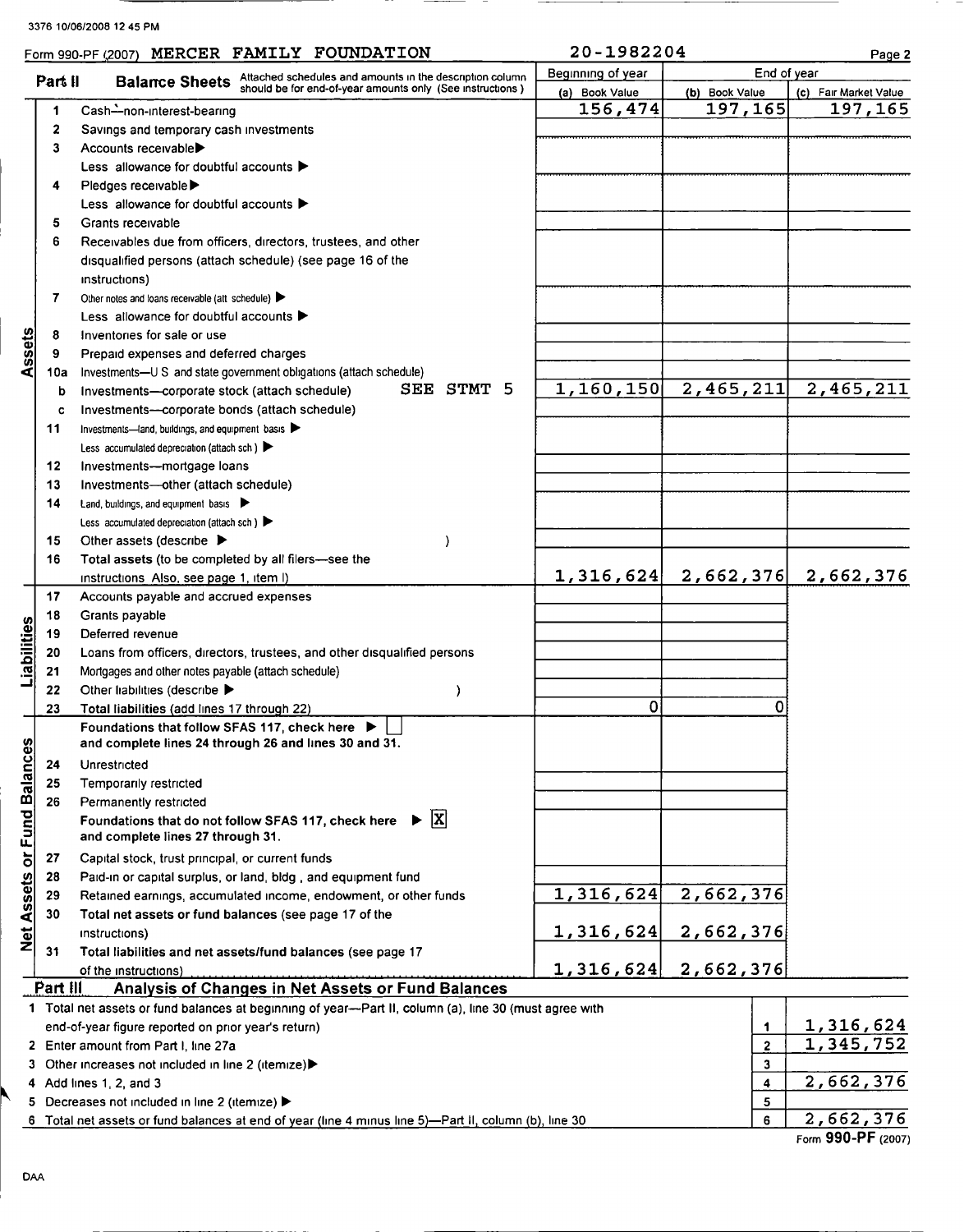3376 10/06/2008 12 45 PM

Form 990-PF (2007) **MERCER FAMILY FOUNDATION** 20-1982204 Page 2

## Part II Balance Sheets

Attached schedules and amounts in the description column should be for end-of-year amounts only (See instructions)

| | | | Beginning of year | End of year | |
|---|---|---|---|---|---|
| | | | (a) Book Value | (b) Book Value | (c) Fair Market Value |
| **Assets** | 1 | Cash—non-interest-bearing | 156,474 | 197,165 | 197,165 |
| | 2 | Savings and temporary cash investments | | | |
| | 3 | Accounts receivable ▶ | | | |
| | | Less allowance for doubtful accounts ▶ | | | |
| | 4 | Pledges receivable ▶ | | | |
| | | Less allowance for doubtful accounts ▶ | | | |
| | 5 | Grants receivable | | | |
| | 6 | Receivables due from officers, directors, trustees, and other disqualified persons (attach schedule) (see page 16 of the instructions) | | | |
| | 7 | Other notes and loans receivable (att schedule) ▶ | | | |
| | | Less allowance for doubtful accounts ▶ | | | |
| | 8 | Inventories for sale or use | | | |
| | 9 | Prepaid expenses and deferred charges | | | |
| | 10a | Investments—U S and state government obligations (attach schedule) | | | |
| | b | Investments—corporate stock (attach schedule) SEE STMT 5 | 1,160,150 | 2,465,211 | 2,465,211 |
| | c | Investments—corporate bonds (attach schedule) | | | |
| | 11 | Investments—land, buildings, and equipment basis ▶ | | | |
| | | Less accumulated depreciation (attach sch ) ▶ | | | |
| | 12 | Investments—mortgage loans | | | |
| | 13 | Investments—other (attach schedule) | | | |
| | 14 | Land, buildings, and equipment basis ▶ | | | |
| | | Less accumulated depreciation (attach sch ) ▶ | | | |
| | 15 | Other assets (describe ▶ ) | | | |
| | 16 | Total assets (to be completed by all filers—see the instructions Also, see page 1, item I) | 1,316,624 | 2,662,376 | 2,662,376 |
| **Liabilities** | 17 | Accounts payable and accrued expenses | | | |
| | 18 | Grants payable | | | |
| | 19 | Deferred revenue | | | |
| | 20 | Loans from officers, directors, trustees, and other disqualified persons | | | |
| | 21 | Mortgages and other notes payable (attach schedule) | | | |
| | 22 | Other liabilities (describe ▶ ) | | | |
| | 23 | **Total liabilities** (add lines 17 through 22) | 0 | 0 | |
| **Net Assets or Fund Balances** | | **Foundations that follow SFAS 117, check here ▶ ☐ and complete lines 24 through 26 and lines 30 and 31.** | | | |
| | 24 | Unrestricted | | | |
| | 25 | Temporarily restricted | | | |
| | 26 | Permanently restricted | | | |
| | | **Foundations that do not follow SFAS 117, check here ▶ ☒ and complete lines 27 through 31.** | | | |
| | 27 | Capital stock, trust principal, or current funds | | | |
| | 28 | Paid-in or capital surplus, or land, bldg , and equipment fund | | | |
| | 29 | Retained earnings, accumulated income, endowment, or other funds | 1,316,624 | 2,662,376 | |
| | 30 | **Total net assets or fund balances** (see page 17 of the instructions) | 1,316,624 | 2,662,376 | |
| | 31 | **Total liabilities and net assets/fund balances** (see page 17 of the instructions) | 1,316,624 | 2,662,376 | |

## Part III Analysis of Changes in Net Assets or Fund Balances

| | | | |
|---|---|---|---|
| 1 | Total net assets or fund balances at beginning of year—Part II, column (a), line 30 (must agree with end-of-year figure reported on prior year's return) | 1 | 1,316,624 |
| 2 | Enter amount from Part I, line 27a | 2 | 1,345,752 |
| 3 | Other increases not included in line 2 (itemize) ▶ | 3 | |
| 4 | Add lines 1, 2, and 3 | 4 | 2,662,376 |
| 5 | Decreases not included in line 2 (itemize) ▶ | 5 | |
| 6 | Total net assets or fund balances at end of year (line 4 minus line 5)—Part II, column (b), line 30 | 6 | 2,662,376 |

Form **990-PF** (2007)

DAA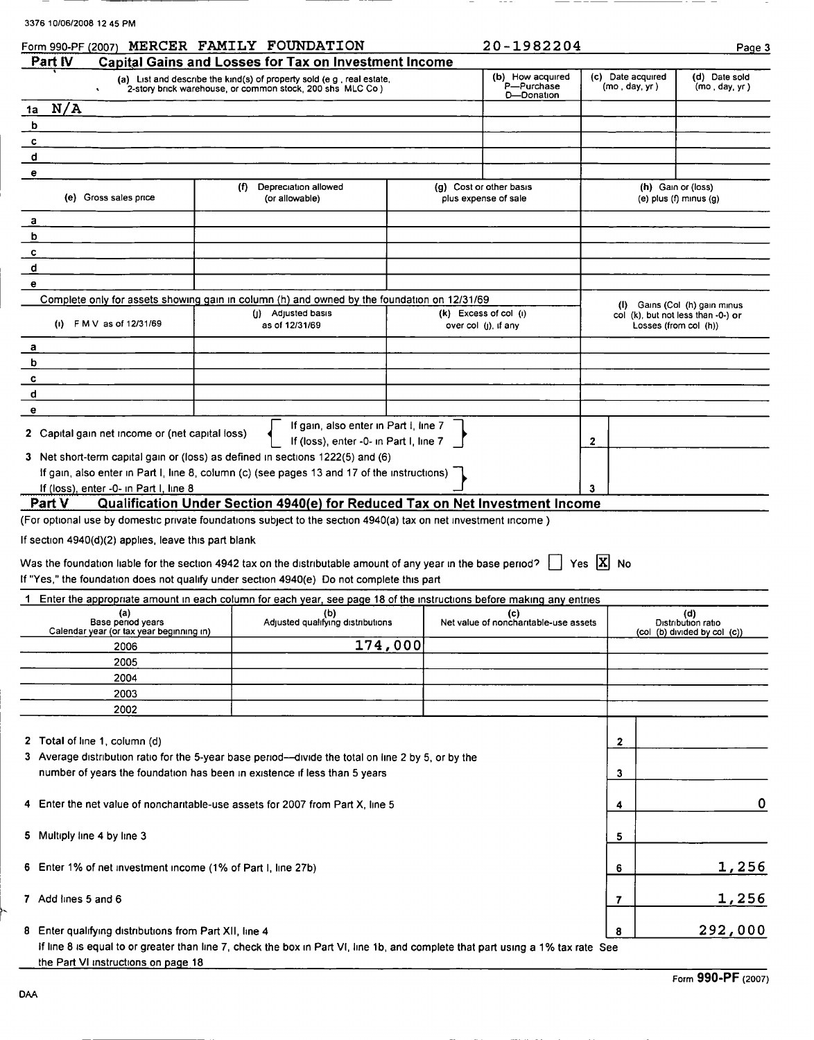3376 10/06/2008 12 45 PM

Form 990-PF (2007) MERCER FAMILY FOUNDATION 20-1982204

## Part IV Capital Gains and Losses for Tax on Investment Income

| | (a) List and describe the kind(s) of property sold (e g , real estate, 2-story brick warehouse, or common stock, 200 shs MLC Co ) | (b) How acquired P—Purchase D—Donation | (c) Date acquired (mo , day, yr ) | (d) Date sold (mo , day, yr ) |
|---|---|---|---|---|
| 1a | N/A | | | |
| b | | | | |
| c | | | | |
| d | | | | |
| e | | | | |

| | (e) Gross sales price | (f) Depreciation allowed (or allowable) | (g) Cost or other basis plus expense of sale | (h) Gain or (loss) (e) plus (f) minus (g) |
|---|---|---|---|---|
| a | | | | |
| b | | | | |
| c | | | | |
| d | | | | |
| e | | | | |

Complete only for assets showing gain in column (h) and owned by the foundation on 12/31/69

| | (i) F M V as of 12/31/69 | (j) Adjusted basis as of 12/31/69 | (k) Excess of col (i) over col (j), if any | (l) Gains (Col (h) gain minus col (k), but not less than -0-) or Losses (from col (h)) |
|---|---|---|---|---|
| a | | | | |
| b | | | | |
| c | | | | |
| d | | | | |
| e | | | | |

2 Capital gain net income or (net capital loss) { If gain, also enter in Part I, line 7 / If (loss), enter -0- in Part I, line 7 } — **2**

3 Net short-term capital gain or (loss) as defined in sections 1222(5) and (6)
If gain, also enter in Part I, line 8, column (c) (see pages 13 and 17 of the instructions)
If (loss), enter -0- in Part I, line 8 — **3**

## Part V Qualification Under Section 4940(e) for Reduced Tax on Net Investment Income

(For optional use by domestic private foundations subject to the section 4940(a) tax on net investment income )

If section 4940(d)(2) applies, leave this part blank

Was the foundation liable for the section 4942 tax on the distributable amount of any year in the base period? ☐ Yes ☒ No

If "Yes," the foundation does not qualify under section 4940(e) Do not complete this part

1 Enter the appropriate amount in each column for each year, see page 18 of the instructions before making any entries

| (a) Base period years Calendar year (or tax year beginning in) | (b) Adjusted qualifying distributions | (c) Net value of noncharitable-use assets | (d) Distribution ratio (col (b) divided by col (c)) |
|---|---|---|---|
| 2006 | 174,000 | | |
| 2005 | | | |
| 2004 | | | |
| 2003 | | | |
| 2002 | | | |

| | | |
|---|---|---|
| 2 Total of line 1, column (d) | 2 | |
| 3 Average distribution ratio for the 5-year base period—divide the total on line 2 by 5, or by the number of years the foundation has been in existence if less than 5 years | 3 | |
| 4 Enter the net value of noncharitable-use assets for 2007 from Part X, line 5 | 4 | 0 |
| 5 Multiply line 4 by line 3 | 5 | |
| 6 Enter 1% of net investment income (1% of Part I, line 27b) | 6 | 1,256 |
| 7 Add lines 5 and 6 | 7 | 1,256 |
| 8 Enter qualifying distributions from Part XII, line 4 | 8 | 292,000 |

If line 8 is equal to or greater than line 7, check the box in Part VI, line 1b, and complete that part using a 1% tax rate See the Part VI instructions on page 18

DAA Form 990-PF (2007)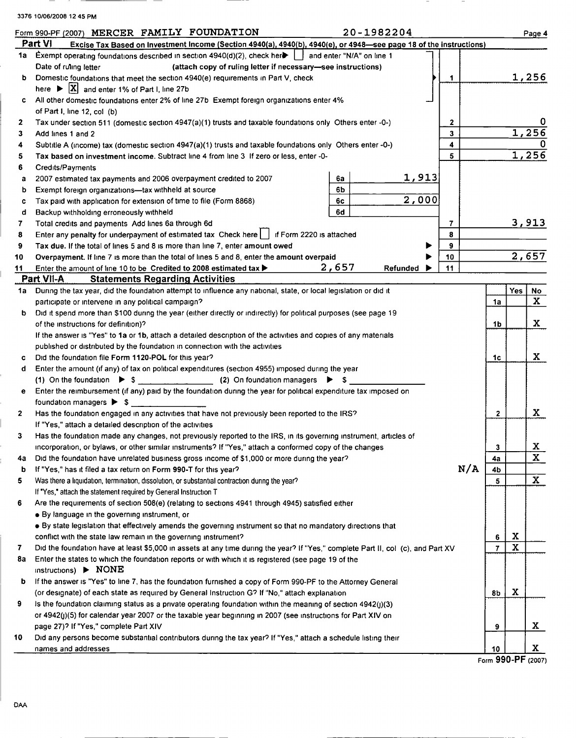Form 990-PF (2007) MERCER FAMILY FOUNDATION 20-1982204 Page 4

## Part VI Excise Tax Based on Investment Income (Section 4940(a), 4940(b), 4940(e), or 4948—see page 18 of the instructions)

| | | | | | |
|---|---|---|---|---|---|
| 1a | Exempt operating foundations described in section 4940(d)(2), check here ▶ [ ] and enter "N/A" on line 1. Date of ruling letter (attach copy of ruling letter if necessary—see instructions) | | | | |
| b | Domestic foundations that meet the section 4940(e) requirements in Part V, check here ▶ [X] and enter 1% of Part I, line 27b | | | 1 | 1,256 |
| c | All other domestic foundations enter 2% of line 27b. Exempt foreign organizations enter 4% of Part I, line 12, col (b) | | | | |
| 2 | Tax under section 511 (domestic section 4947(a)(1) trusts and taxable foundations only. Others enter -0-) | | | 2 | 0 |
| 3 | Add lines 1 and 2 | | | 3 | 1,256 |
| 4 | Subtitle A (income) tax (domestic section 4947(a)(1) trusts and taxable foundations only. Others enter -0-) | | | 4 | 0 |
| 5 | **Tax based on investment income.** Subtract line 4 from line 3. If zero or less, enter -0- | | | 5 | 1,256 |
| 6 | Credits/Payments | | | | |
| a | 2007 estimated tax payments and 2006 overpayment credited to 2007 | 6a | 1,913 | | |
| b | Exempt foreign organizations—tax withheld at source | 6b | | | |
| c | Tax paid with application for extension of time to file (Form 8868) | 6c | 2,000 | | |
| d | Backup withholding erroneously withheld | 6d | | | |
| 7 | Total credits and payments. Add lines 6a through 6d | | | 7 | 3,913 |
| 8 | Enter any penalty for underpayment of estimated tax. Check here [ ] if Form 2220 is attached | | | 8 | |
| 9 | **Tax due.** If the total of lines 5 and 8 is more than line 7, enter **amount owed** ▶ | | | 9 | |
| 10 | **Overpayment.** If line 7 is more than the total of lines 5 and 8, enter the **amount overpaid** ▶ | | | 10 | 2,657 |
| 11 | Enter the amount of line 10 to be: **Credited to 2008 estimated tax** ▶ 2,657 **Refunded** ▶ | | | 11 | |

## Part VII-A Statements Regarding Activities

| | | | Yes | No |
|---|---|---|---|---|
| 1a | During the tax year, did the foundation attempt to influence any national, state, or local legislation or did it participate or intervene in any political campaign? | 1a | | X |
| b | Did it spend more than $100 during the year (either directly or indirectly) for political purposes (see page 19 of the instructions for definition)? | 1b | | X |
| | If the answer is "Yes" to **1a** or **1b**, attach a detailed description of the activities and copies of any materials published or distributed by the foundation in connection with the activities. | | | |
| c | Did the foundation file **Form 1120-POL** for this year? | 1c | | X |
| d | Enter the amount (if any) of tax on political expenditures (section 4955) imposed during the year: (1) On the foundation ▶ $ ______ (2) On foundation managers ▶ $ ______ | | | |
| e | Enter the reimbursement (if any) paid by the foundation during the year for political expenditure tax imposed on foundation managers ▶ $ ______ | | | |
| 2 | Has the foundation engaged in any activities that have not previously been reported to the IRS? If "Yes," attach a detailed description of the activities. | 2 | | X |
| 3 | Has the foundation made any changes, not previously reported to the IRS, in its governing instrument, articles of incorporation, or bylaws, or other similar instruments? If "Yes," attach a conformed copy of the changes | 3 | | X |
| 4a | Did the foundation have unrelated business gross income of $1,000 or more during the year? | 4a | | X |
| b | If "Yes," has it filed a tax return on **Form 990-T** for this year? N/A | 4b | | |
| 5 | Was there a liquidation, termination, dissolution, or substantial contraction during the year? If "Yes," attach the statement required by General Instruction T | 5 | | X |
| 6 | Are the requirements of section 508(e) (relating to sections 4941 through 4945) satisfied either: • By language in the governing instrument, or • By state legislation that effectively amends the governing instrument so that no mandatory directions that conflict with the state law remain in the governing instrument? | 6 | X | |
| 7 | Did the foundation have at least $5,000 in assets at any time during the year? If "Yes," complete Part II, col (c), and Part XV | 7 | X | |
| 8a | Enter the states to which the foundation reports or with which it is registered (see page 19 of the instructions) ▶ NONE | | | |
| b | If the answer is "Yes" to line 7, has the foundation furnished a copy of Form 990-PF to the Attorney General (or designate) of each state as required by General Instruction G? If "No," attach explanation | 8b | X | |
| 9 | Is the foundation claiming status as a private operating foundation within the meaning of section 4942(j)(3) or 4942(j)(5) for calendar year 2007 or the taxable year beginning in 2007 (see instructions for Part XIV on page 27)? If "Yes," complete Part XIV | 9 | | X |
| 10 | Did any persons become substantial contributors during the tax year? If "Yes," attach a schedule listing their names and addresses | 10 | | X |

Form **990-PF** (2007)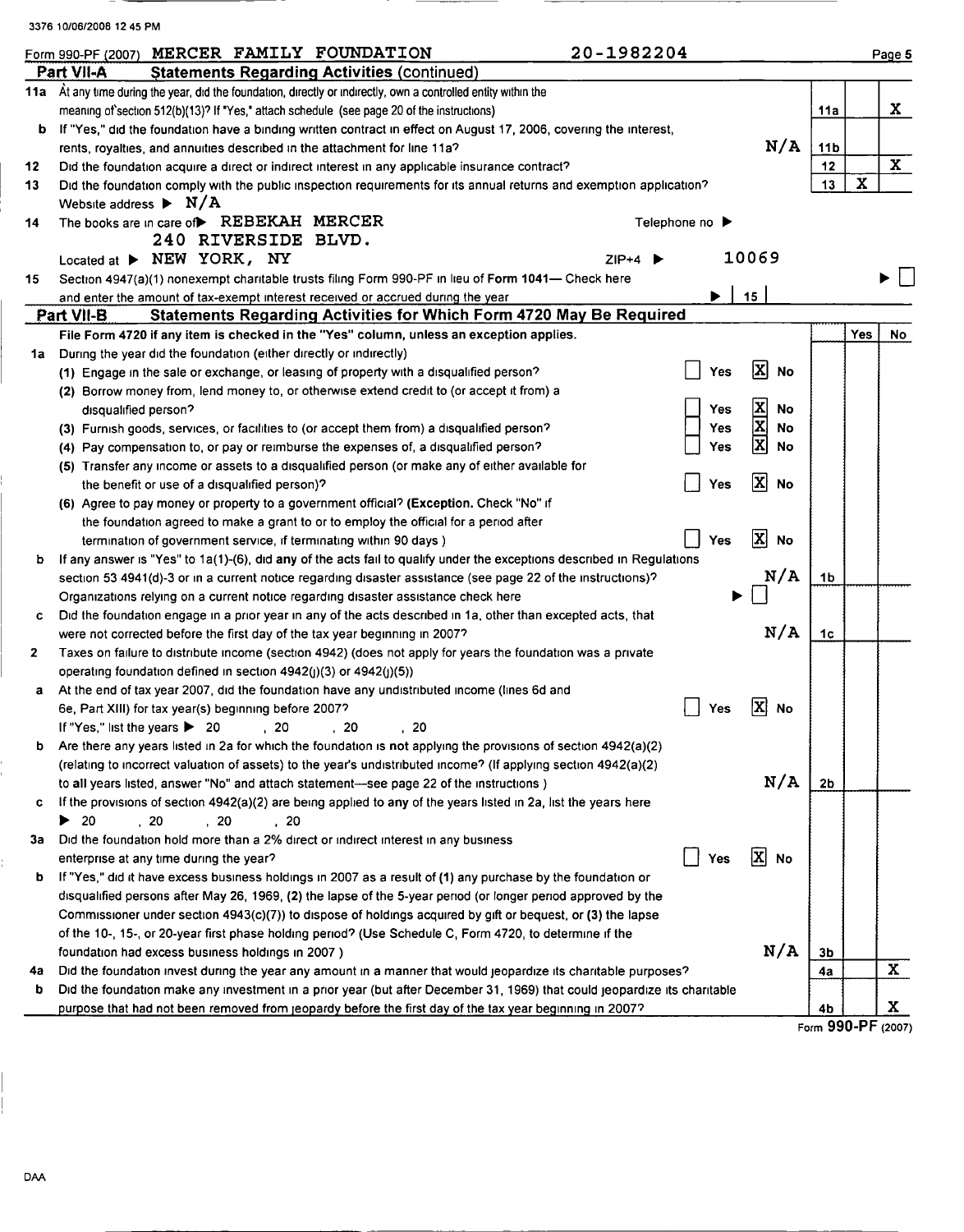Form 990-PF (2007) MERCER FAMILY FOUNDATION 20-1982204

## Part VII-A Statements Regarding Activities (continued)

| | | | Yes | No |
|---|---|---|---|---|
| 11a | At any time during the year, did the foundation, directly or indirectly, own a controlled entity within the meaning of section 512(b)(13)? If "Yes," attach schedule (see page 20 of the instructions) | 11a | | X |
| b | If "Yes," did the foundation have a binding written contract in effect on August 17, 2006, covering the interest, rents, royalties, and annuities described in the attachment for line 11a? N/A | 11b | | |
| 12 | Did the foundation acquire a direct or indirect interest in any applicable insurance contract? | 12 | | X |
| 13 | Did the foundation comply with the public inspection requirements for its annual returns and exemption application? | 13 | X | |

Website address ▶ N/A

14 The books are in care of ▶ REBEKAH MERCER Telephone no ▶
240 RIVERSIDE BLVD.
Located at ▶ NEW YORK, NY ZIP+4 ▶ 10069

15 Section 4947(a)(1) nonexempt charitable trusts filing Form 990-PF in lieu of Form 1041— Check here ▶ ☐
and enter the amount of tax-exempt interest received or accrued during the year ▶ 15

## Part VII-B Statements Regarding Activities for Which Form 4720 May Be Required

**File Form 4720 if any item is checked in the "Yes" column, unless an exception applies.**

1a During the year did the foundation (either directly or indirectly)

(1) Engage in the sale or exchange, or leasing of property with a disqualified person? ☐ Yes ☒ No

(2) Borrow money from, lend money to, or otherwise extend credit to (or accept it from) a disqualified person? ☐ Yes ☒ No

(3) Furnish goods, services, or facilities to (or accept them from) a disqualified person? ☐ Yes ☒ No

(4) Pay compensation to, or pay or reimburse the expenses of, a disqualified person? ☐ Yes ☒ No

(5) Transfer any income or assets to a disqualified person (or make any of either available for the benefit or use of a disqualified person)? ☐ Yes ☒ No

(6) Agree to pay money or property to a government official? **(Exception.** Check "No" if the foundation agreed to make a grant to or to employ the official for a period after termination of government service, if terminating within 90 days ) ☐ Yes ☒ No

b If any answer is "Yes" to 1a(1)-(6), did **any** of the acts fail to qualify under the exceptions described in Regulations section 53 4941(d)-3 or in a current notice regarding disaster assistance (see page 22 of the instructions)? N/A — 1b

Organizations relying on a current notice regarding disaster assistance check here ▶ ☐

c Did the foundation engage in a prior year in any of the acts described in 1a, other than excepted acts, that were not corrected before the first day of the tax year beginning in 2007? N/A — 1c

2 Taxes on failure to distribute income (section 4942) (does not apply for years the foundation was a private operating foundation defined in section 4942(j)(3) or 4942(j)(5))

a At the end of tax year 2007, did the foundation have any undistributed income (lines 6d and 6e, Part XIII) for tax year(s) beginning before 2007? ☐ Yes ☒ No

If "Yes," list the years ▶ 20 , 20 , 20 , 20

b Are there any years listed in 2a for which the foundation is **not** applying the provisions of section 4942(a)(2) (relating to incorrect valuation of assets) to the year's undistributed income? (If applying section 4942(a)(2) to **all** years listed, answer "No" and attach statement—see page 22 of the instructions ) N/A — 2b

c If the provisions of section 4942(a)(2) are being applied to **any** of the years listed in 2a, list the years here
▶ 20 , 20 , 20 , 20

3a Did the foundation hold more than a 2% direct or indirect interest in any business enterprise at any time during the year? ☐ Yes ☒ No

b If "Yes," did it have excess business holdings in 2007 as a result of **(1)** any purchase by the foundation or disqualified persons after May 26, 1969, **(2)** the lapse of the 5-year period (or longer period approved by the Commissioner under section 4943(c)(7)) to dispose of holdings acquired by gift or bequest, or **(3)** the lapse of the 10-, 15-, or 20-year first phase holding period? (Use Schedule C, Form 4720, to determine if the foundation had excess business holdings in 2007 ) N/A — 3b

| | | | Yes | No |
|---|---|---|---|---|
| 4a | Did the foundation invest during the year any amount in a manner that would jeopardize its charitable purposes? | 4a | | X |
| b | Did the foundation make any investment in a prior year (but after December 31, 1969) that could jeopardize its charitable purpose that had not been removed from jeopardy before the first day of the tax year beginning in 2007? | 4b | | X |

Form **990-PF** (2007)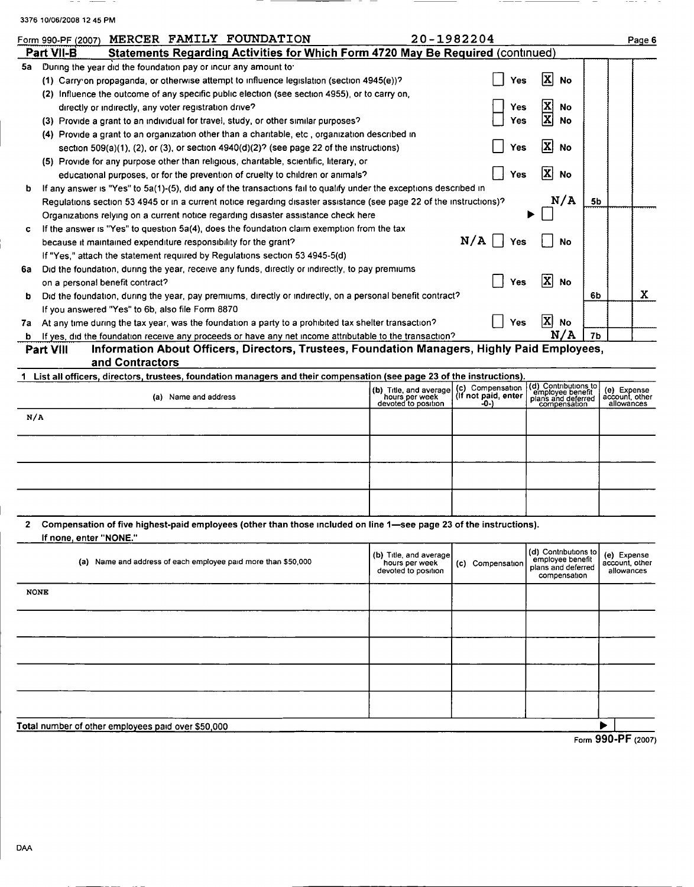Form 990-PF (2007) MERCER FAMILY FOUNDATION 20-1982204 Page 6

**Part VII-B Statements Regarding Activities for Which Form 4720 May Be Required** (continued)

**5a** During the year did the foundation pay or incur any amount to:

(1) Carry on propaganda, or otherwise attempt to influence legislation (section 4945(e))? ☐ Yes ☒ No

(2) Influence the outcome of any specific public election (see section 4955), or to carry on, directly or indirectly, any voter registration drive? ☐ Yes ☒ No

(3) Provide a grant to an individual for travel, study, or other similar purposes? ☐ Yes ☒ No

(4) Provide a grant to an organization other than a charitable, etc, organization described in section 509(a)(1), (2), or (3), or section 4940(d)(2)? (see page 22 of the instructions) ☐ Yes ☒ No

(5) Provide for any purpose other than religious, charitable, scientific, literary, or educational purposes, or for the prevention of cruelty to children or animals? ☐ Yes ☒ No

**b** If any answer is "Yes" to 5a(1)-(5), did any of the transactions fail to qualify under the exceptions described in Regulations section 53 4945 or in a current notice regarding disaster assistance (see page 22 of the instructions)? N/A **5b**

Organizations relying on a current notice regarding disaster assistance check here ▶ ☐

**c** If the answer is "Yes" to question 5a(4), does the foundation claim exemption from the tax because it maintained expenditure responsibility for the grant? N/A ☐ Yes ☐ No

If "Yes," attach the statement required by Regulations section 53 4945-5(d)

**6a** Did the foundation, during the year, receive any funds, directly or indirectly, to pay premiums on a personal benefit contract? ☐ Yes ☒ No

**b** Did the foundation, during the year, pay premiums, directly or indirectly, on a personal benefit contract? **6b** No: X

If you answered "Yes" to 6b, also file Form 8870

**7a** At any time during the tax year, was the foundation a party to a prohibited tax shelter transaction? ☐ Yes ☒ No

**b** If yes, did the foundation receive any proceeds or have any net income attributable to the transaction? N/A **7b**

**Part VIII Information About Officers, Directors, Trustees, Foundation Managers, Highly Paid Employees, and Contractors**

**1 List all officers, directors, trustees, foundation managers and their compensation (see page 23 of the instructions).**

| (a) Name and address | (b) Title, and average hours per week devoted to position | (c) Compensation (If not paid, enter -0-) | (d) Contributions to employee benefit plans and deferred compensation | (e) Expense account, other allowances |
|---|---|---|---|---|
| N/A | | | | |
| | | | | |
| | | | | |
| | | | | |

**2 Compensation of five highest-paid employees (other than those included on line 1—see page 23 of the instructions). If none, enter "NONE."**

| (a) Name and address of each employee paid more than $50,000 | (b) Title, and average hours per week devoted to position | (c) Compensation | (d) Contributions to employee benefit plans and deferred compensation | (e) Expense account, other allowances |
|---|---|---|---|---|
| NONE | | | | |
| | | | | |
| | | | | |
| | | | | |
| | | | | |

**Total** number of other employees paid over $50,000 ▶

Form **990-PF** (2007)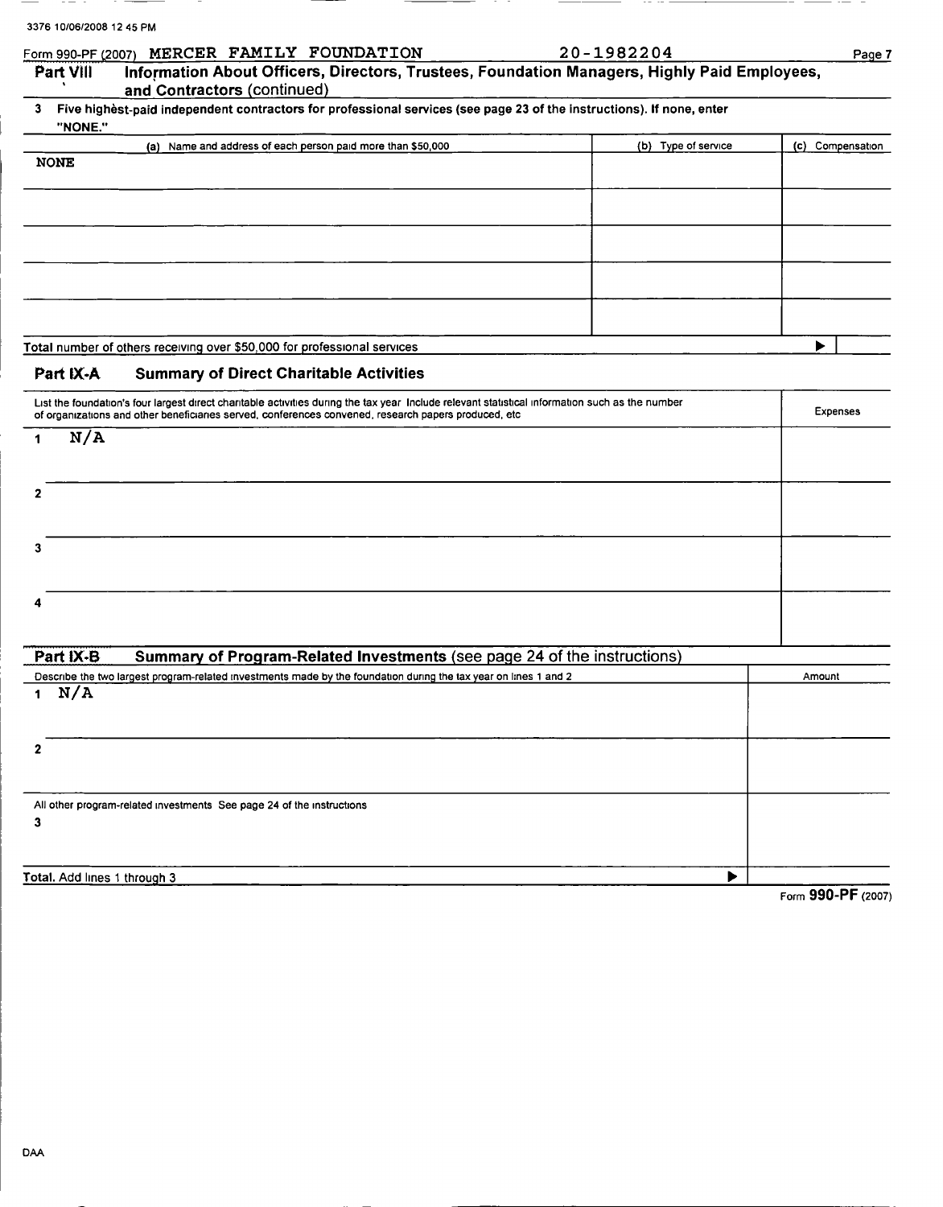Form 990-PF (2007) MERCER FAMILY FOUNDATION 20-1982204

## Part VIII Information About Officers, Directors, Trustees, Foundation Managers, Highly Paid Employees, and Contractors (continued)

**3 Five highest-paid independent contractors for professional services (see page 23 of the instructions). If none, enter "NONE."**

| (a) Name and address of each person paid more than $50,000 | (b) Type of service | (c) Compensation |
|---|---|---|
| NONE | | |
| | | |
| | | |
| | | |
| | | |

Total number of others receiving over $50,000 for professional services ▶

## Part IX-A Summary of Direct Charitable Activities

| List the foundation's four largest direct charitable activities during the tax year Include relevant statistical information such as the number of organizations and other beneficiaries served, conferences convened, research papers produced, etc | Expenses |
|---|---|
| 1 N/A | |
| 2 | |
| 3 | |
| 4 | |

## Part IX-B Summary of Program-Related Investments (see page 24 of the instructions)

| Describe the two largest program-related investments made by the foundation during the tax year on lines 1 and 2 | Amount |
|---|---|
| 1 N/A | |
| 2 | |
| All other program-related investments See page 24 of the instructions<br>3 | |
| **Total.** Add lines 1 through 3 ▶ | |

Form **990-PF** (2007)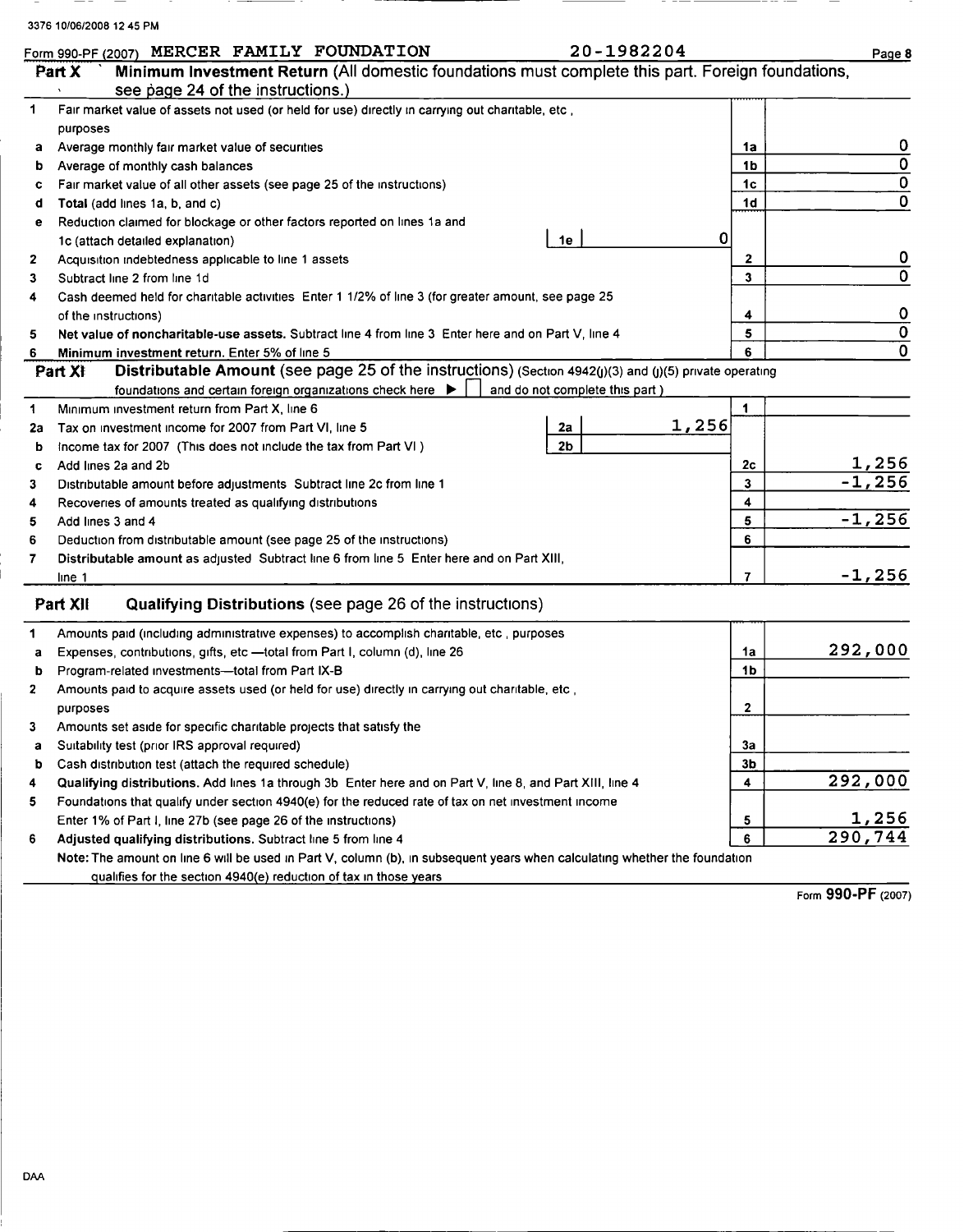Form 990-PF (2007) MERCER FAMILY FOUNDATION 20-1982204

## Part X Minimum Investment Return (All domestic foundations must complete this part. Foreign foundations, see page 24 of the instructions.)

| | | | | |
|---|---|---|---|---|
| 1 | Fair market value of assets not used (or held for use) directly in carrying out charitable, etc , purposes | | | |
| a | Average monthly fair market value of securities | | 1a | 0 |
| b | Average of monthly cash balances | | 1b | 0 |
| c | Fair market value of all other assets (see page 25 of the instructions) | | 1c | 0 |
| d | **Total** (add lines 1a, b, and c) | | 1d | 0 |
| e | Reduction claimed for blockage or other factors reported on lines 1a and 1c (attach detailed explanation) | 1e 0 | | |
| 2 | Acquisition indebtedness applicable to line 1 assets | | 2 | 0 |
| 3 | Subtract line 2 from line 1d | | 3 | 0 |
| 4 | Cash deemed held for charitable activities Enter 1 1/2% of line 3 (for greater amount, see page 25 of the instructions) | | 4 | 0 |
| 5 | **Net value of noncharitable-use assets.** Subtract line 4 from line 3 Enter here and on Part V, line 4 | | 5 | 0 |
| 6 | **Minimum investment return.** Enter 5% of line 5 | | 6 | 0 |

## Part XI Distributable Amount (see page 25 of the instructions) (Section 4942(j)(3) and (j)(5) private operating foundations and certain foreign organizations check here ▶ ☐ and do not complete this part.)

| | | | | |
|---|---|---|---|---|
| 1 | Minimum investment return from Part X, line 6 | | 1 | |
| 2a | Tax on investment income for 2007 from Part VI, line 5 | 2a 1,256 | | |
| b | Income tax for 2007 (This does not include the tax from Part VI ) | 2b | | |
| c | Add lines 2a and 2b | | 2c | 1,256 |
| 3 | Distributable amount before adjustments Subtract line 2c from line 1 | | 3 | -1,256 |
| 4 | Recoveries of amounts treated as qualifying distributions | | 4 | |
| 5 | Add lines 3 and 4 | | 5 | -1,256 |
| 6 | Deduction from distributable amount (see page 25 of the instructions) | | 6 | |
| 7 | **Distributable amount** as adjusted Subtract line 6 from line 5 Enter here and on Part XIII, line 1 | | 7 | -1,256 |

## Part XII Qualifying Distributions (see page 26 of the instructions)

| | | | |
|---|---|---|---|
| 1 | Amounts paid (including administrative expenses) to accomplish charitable, etc , purposes | | |
| a | Expenses, contributions, gifts, etc —total from Part I, column (d), line 26 | 1a | 292,000 |
| b | Program-related investments—total from Part IX-B | 1b | |
| 2 | Amounts paid to acquire assets used (or held for use) directly in carrying out charitable, etc , purposes | 2 | |
| 3 | Amounts set aside for specific charitable projects that satisfy the | | |
| a | Suitability test (prior IRS approval required) | 3a | |
| b | Cash distribution test (attach the required schedule) | 3b | |
| 4 | **Qualifying distributions.** Add lines 1a through 3b Enter here and on Part V, line 8, and Part XIII, line 4 | 4 | 292,000 |
| 5 | Foundations that qualify under section 4940(e) for the reduced rate of tax on net investment income Enter 1% of Part I, line 27b (see page 26 of the instructions) | 5 | 1,256 |
| 6 | **Adjusted qualifying distributions.** Subtract line 5 from line 4 | 6 | 290,744 |

**Note:** The amount on line 6 will be used in Part V, column (b), in subsequent years when calculating whether the foundation qualifies for the section 4940(e) reduction of tax in those years

Form **990-PF** (2007)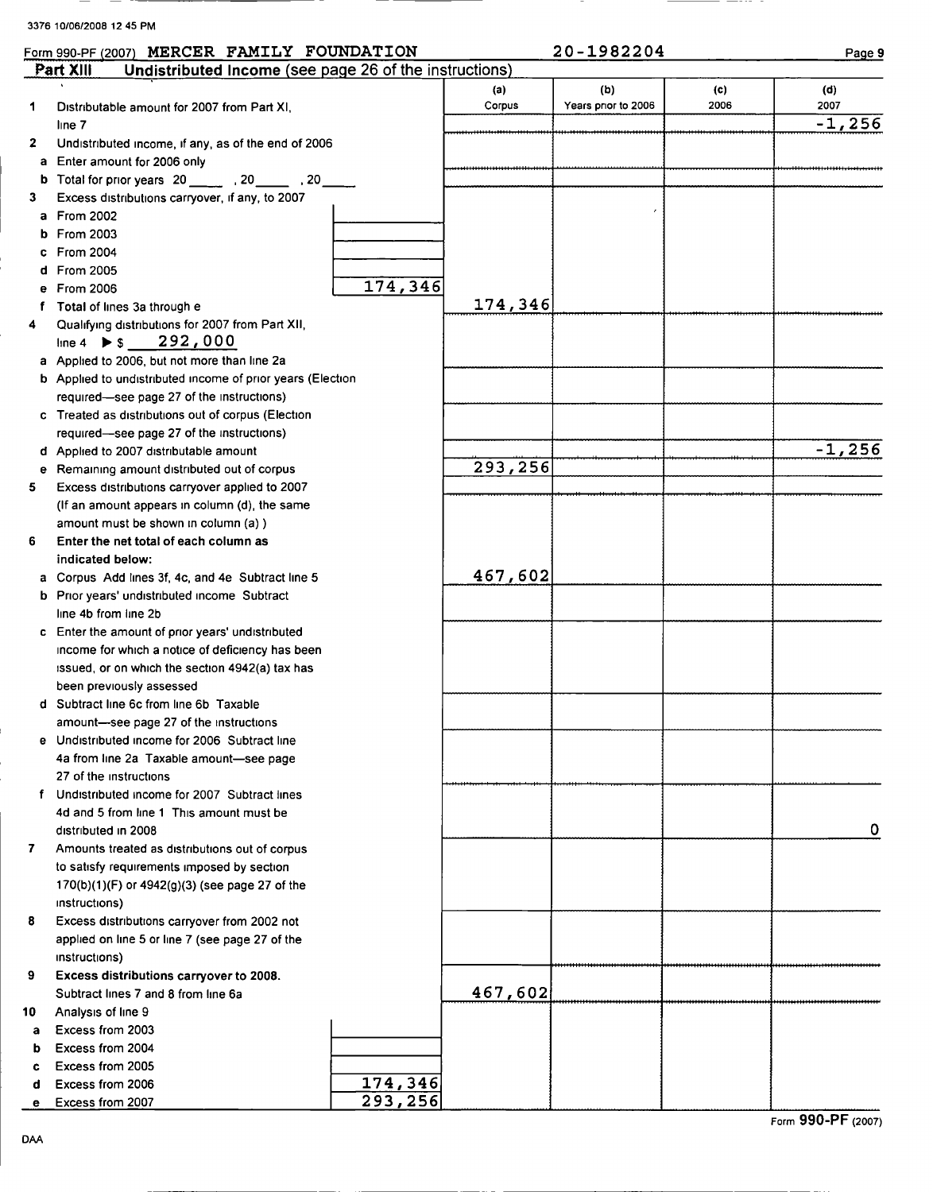3376 10/06/2008 12 45 PM

Form 990-PF (2007) **MERCER FAMILY FOUNDATION** 20-1982204

## Part XIII Undistributed Income (see page 26 of the instructions)

| | | | (a) Corpus | (b) Years prior to 2006 | (c) 2006 | (d) 2007 |
|---|---|---|---|---|---|---|
| **1** | Distributable amount for 2007 from Part XI, line 7 | | | | | -1,256 |
| **2** | Undistributed income, if any, as of the end of 2006 | | | | | |
| a | Enter amount for 2006 only | | | | | |
| b | Total for prior years 20\_\_\_\_ , 20\_\_\_\_ , 20\_\_\_\_ | | | | | |
| **3** | Excess distributions carryover, if any, to 2007 | | | | | |
| a | From 2002 | | | | | |
| b | From 2003 | | | | | |
| c | From 2004 | | | | | |
| d | From 2005 | | | | | |
| e | From 2006 | 174,346 | | | | |
| f | **Total** of lines 3a through e | | 174,346 | | | |
| **4** | Qualifying distributions for 2007 from Part XII, line 4 ▶ $ 292,000 | | | | | |
| a | Applied to 2006, but not more than line 2a | | | | | |
| b | Applied to undistributed income of prior years (Election required—see page 27 of the instructions) | | | | | |
| c | Treated as distributions out of corpus (Election required—see page 27 of the instructions) | | | | | |
| d | Applied to 2007 distributable amount | | | | | -1,256 |
| e | Remaining amount distributed out of corpus | | 293,256 | | | |
| **5** | Excess distributions carryover applied to 2007 (If an amount appears in column (d), the same amount must be shown in column (a).) | | | | | |
| **6** | **Enter the net total of each column as indicated below:** | | | | | |
| a | Corpus Add lines 3f, 4c, and 4e Subtract line 5 | | 467,602 | | | |
| b | Prior years' undistributed income Subtract line 4b from line 2b | | | | | |
| c | Enter the amount of prior years' undistributed income for which a notice of deficiency has been issued, or on which the section 4942(a) tax has been previously assessed | | | | | |
| d | Subtract line 6c from line 6b Taxable amount—see page 27 of the instructions | | | | | |
| e | Undistributed income for 2006 Subtract line 4a from line 2a Taxable amount—see page 27 of the instructions | | | | | |
| f | Undistributed income for 2007 Subtract lines 4d and 5 from line 1 This amount must be distributed in 2008 | | | | | 0 |
| **7** | Amounts treated as distributions out of corpus to satisfy requirements imposed by section 170(b)(1)(F) or 4942(g)(3) (see page 27 of the instructions) | | | | | |
| **8** | Excess distributions carryover from 2002 not applied on line 5 or line 7 (see page 27 of the instructions) | | | | | |
| **9** | **Excess distributions carryover to 2008.** Subtract lines 7 and 8 from line 6a | | 467,602 | | | |
| **10** | Analysis of line 9 | | | | | |
| a | Excess from 2003 | | | | | |
| b | Excess from 2004 | | | | | |
| c | Excess from 2005 | | | | | |
| d | Excess from 2006 | 174,346 | | | | |
| e | Excess from 2007 | 293,256 | | | | |

DAA

Form **990-PF** (2007)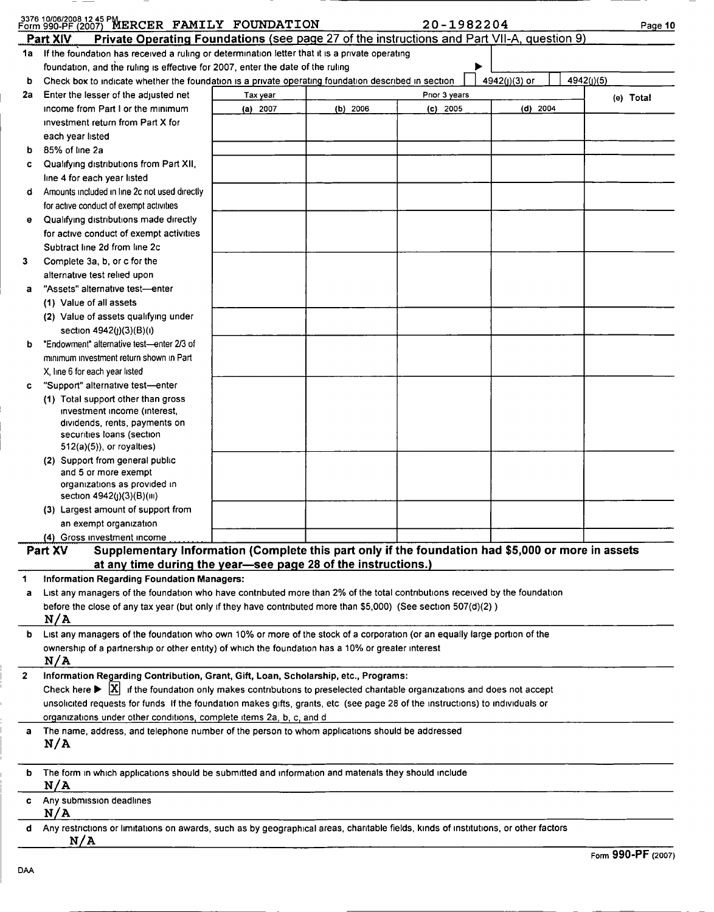3376 10/06/2008 12 45 PM
Form 990-PF (2007) MERCER FAMILY FOUNDATION 20-1982204

**Part XIV Private Operating Foundations** (see page 27 of the instructions and Part VII-A, question 9)

1a If the foundation has received a ruling or determination letter that it is a private operating foundation, and the ruling is effective for 2007, enter the date of the ruling ▶

b Check box to indicate whether the foundation is a private operating foundation described in section ☐ 4942(j)(3) or ☐ 4942(j)(5)

| | Tax year | Prior 3 years | | | (e) Total |
|---|---|---|---|---|---|
| | (a) 2007 | (b) 2006 | (c) 2005 | (d) 2004 | |
| 2a Enter the lesser of the adjusted net income from Part I or the minimum investment return from Part X for each year listed | | | | | |
| b 85% of line 2a | | | | | |
| c Qualifying distributions from Part XII, line 4 for each year listed | | | | | |
| d Amounts included in line 2c not used directly for active conduct of exempt activities | | | | | |
| e Qualifying distributions made directly for active conduct of exempt activities Subtract line 2d from line 2c | | | | | |
| 3 Complete 3a, b, or c for the alternative test relied upon | | | | | |
| a "Assets" alternative test—enter (1) Value of all assets | | | | | |
| (2) Value of assets qualifying under section 4942(j)(3)(B)(i) | | | | | |
| b "Endowment" alternative test—enter 2/3 of minimum investment return shown in Part X, line 6 for each year listed | | | | | |
| c "Support" alternative test—enter (1) Total support other than gross investment income (interest, dividends, rents, payments on securities loans (section 512(a)(5)), or royalties) | | | | | |
| (2) Support from general public and 5 or more exempt organizations as provided in section 4942(j)(3)(B)(iii) | | | | | |
| (3) Largest amount of support from an exempt organization | | | | | |
| (4) Gross investment income | | | | | |

**Part XV Supplementary Information (Complete this part only if the foundation had $5,000 or more in assets at any time during the year—see page 28 of the instructions.)**

1 **Information Regarding Foundation Managers:**

a List any managers of the foundation who have contributed more than 2% of the total contributions received by the foundation before the close of any tax year (but only if they have contributed more than $5,000) (See section 507(d)(2) )

N/A

b List any managers of the foundation who own 10% or more of the stock of a corporation (or an equally large portion of the ownership of a partnership or other entity) of which the foundation has a 10% or greater interest

N/A

2 **Information Regarding Contribution, Grant, Gift, Loan, Scholarship, etc., Programs:**

Check here ▶ [X] if the foundation only makes contributions to preselected charitable organizations and does not accept unsolicited requests for funds If the foundation makes gifts, grants, etc (see page 28 of the instructions) to individuals or organizations under other conditions, complete items 2a, b, c, and d

a The name, address, and telephone number of the person to whom applications should be addressed

N/A

b The form in which applications should be submitted and information and materials they should include

N/A

c Any submission deadlines

N/A

d Any restrictions or limitations on awards, such as by geographical areas, charitable fields, kinds of institutions, or other factors

N/A

Form **990-PF** (2007)

DAA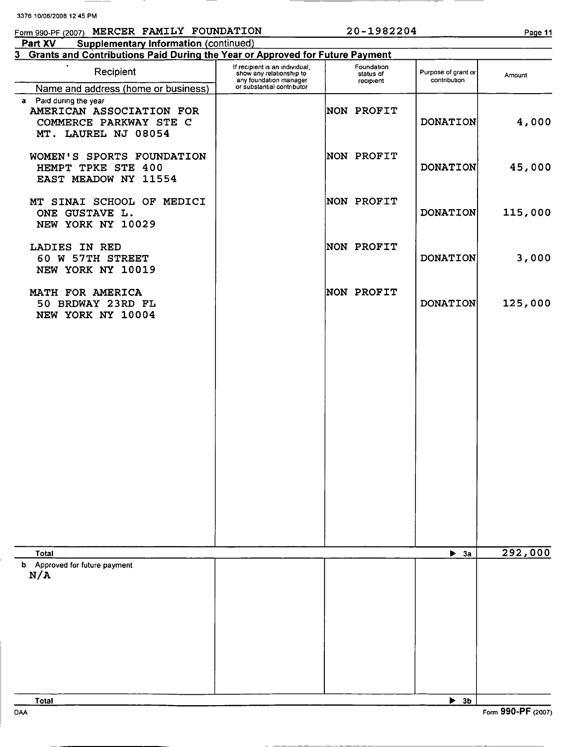Form 990-PF (2007) MERCER FAMILY FOUNDATION 20-1982204

**Part XV Supplementary Information** (continued)

**3 Grants and Contributions Paid During the Year or Approved for Future Payment**

| Recipient<br>Name and address (home or business) | If recipient is an individual, show any relationship to any foundation manager or substantial contributor | Foundation status of recipient | Purpose of grant or contribution | Amount |
|---|---|---|---|---|
| **a** Paid during the year | | | | |
| AMERICAN ASSOCIATION FOR<br>COMMERCE PARKWAY STE C<br>MT. LAUREL NJ 08054 | | NON PROFIT | DONATION | 4,000 |
| WOMEN'S SPORTS FOUNDATION<br>HEMPT TPKE STE 400<br>EAST MEADOW NY 11554 | | NON PROFIT | DONATION | 45,000 |
| MT SINAI SCHOOL OF MEDICI<br>ONE GUSTAVE L.<br>NEW YORK NY 10029 | | NON PROFIT | DONATION | 115,000 |
| LADIES IN RED<br>60 W 57TH STREET<br>NEW YORK NY 10019 | | NON PROFIT | DONATION | 3,000 |
| MATH FOR AMERICA<br>50 BRDWAY 23RD FL<br>NEW YORK NY 10004 | | NON PROFIT | DONATION | 125,000 |
| **Total** | | | ▶ 3a | 292,000 |
| **b** Approved for future payment<br>N/A | | | | |
| **Total** | | | ▶ 3b | |

Form **990-PF** (2007)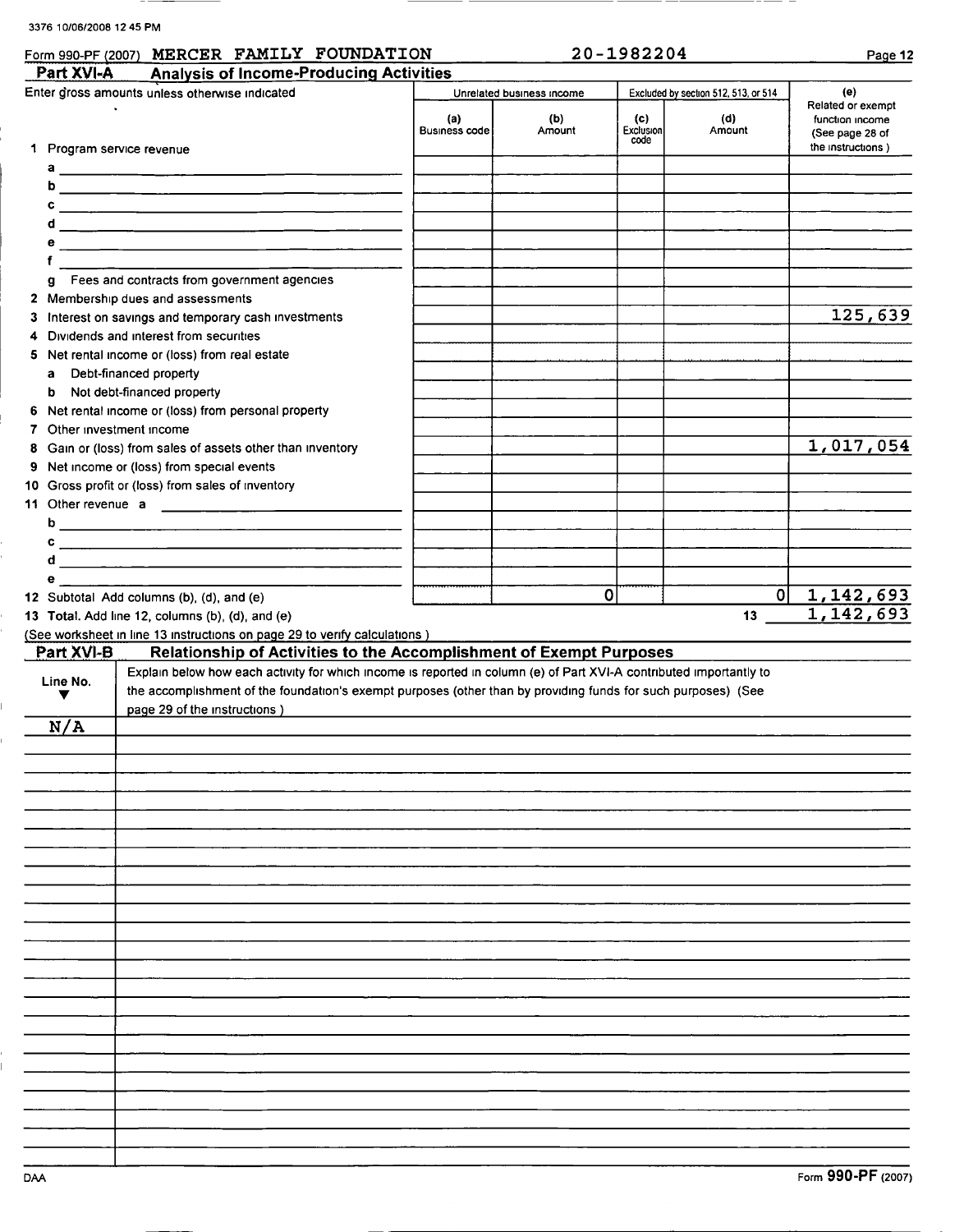Form 990-PF (2007) MERCER FAMILY FOUNDATION 20-1982204

## Part XVI-A Analysis of Income-Producing Activities

| Enter gross amounts unless otherwise indicated | Unrelated business income | | Excluded by section 512, 513, or 514 | | (e) Related or exempt function income (See page 28 of the instructions.) |
|---|---|---|---|---|---|
| | (a) Business code | (b) Amount | (c) Exclusion code | (d) Amount | |
| 1 Program service revenue | | | | | |
| a | | | | | |
| b | | | | | |
| c | | | | | |
| d | | | | | |
| e | | | | | |
| f | | | | | |
| g Fees and contracts from government agencies | | | | | |
| 2 Membership dues and assessments | | | | | |
| 3 Interest on savings and temporary cash investments | | | | | 125,639 |
| 4 Dividends and interest from securities | | | | | |
| 5 Net rental income or (loss) from real estate | | | | | |
| a Debt-financed property | | | | | |
| b Not debt-financed property | | | | | |
| 6 Net rental income or (loss) from personal property | | | | | |
| 7 Other investment income | | | | | |
| 8 Gain or (loss) from sales of assets other than inventory | | | | | 1,017,054 |
| 9 Net income or (loss) from special events | | | | | |
| 10 Gross profit or (loss) from sales of inventory | | | | | |
| 11 Other revenue a | | | | | |
| b | | | | | |
| c | | | | | |
| d | | | | | |
| e | | | | | |
| 12 Subtotal Add columns (b), (d), and (e) | | 0 | | 0 | 1,142,693 |
| 13 Total. Add line 12, columns (b), (d), and (e) | | | | 13 | 1,142,693 |

(See worksheet in line 13 instructions on page 29 to verify calculations.)

## Part XVI-B Relationship of Activities to the Accomplishment of Exempt Purposes

| Line No. ▼ | Explain below how each activity for which income is reported in column (e) of Part XVI-A contributed importantly to the accomplishment of the foundation's exempt purposes (other than by providing funds for such purposes) (See page 29 of the instructions.) |
|---|---|
| N/A | |

Form 990-PF (2007)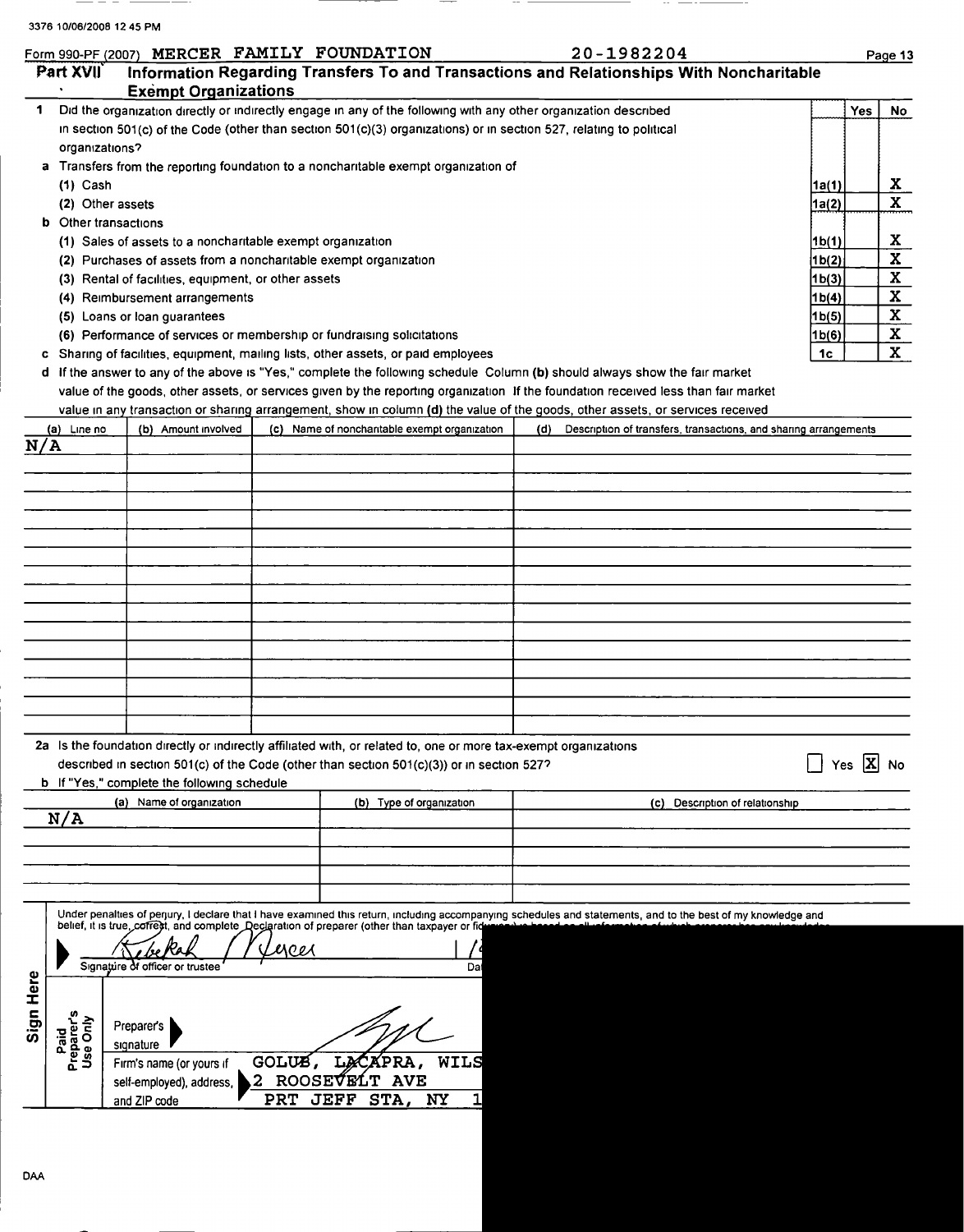3376 10/06/2008 12 45 PM

Form 990-PF (2007) MERCER FAMILY FOUNDATION 20-1982204

## Part XVII Information Regarding Transfers To and Transactions and Relationships With Noncharitable Exempt Organizations

| | | Yes | No |
|---|---|---|---|
| **1** Did the organization directly or indirectly engage in any of the following with any other organization described in section 501(c) of the Code (other than section 501(c)(3) organizations) or in section 527, relating to political organizations? | | | |
| **a** Transfers from the reporting foundation to a noncharitable exempt organization of | | | |
| (1) Cash | 1a(1) | | X |
| (2) Other assets | 1a(2) | | X |
| **b** Other transactions | | | |
| (1) Sales of assets to a noncharitable exempt organization | 1b(1) | | X |
| (2) Purchases of assets from a noncharitable exempt organization | 1b(2) | | X |
| (3) Rental of facilities, equipment, or other assets | 1b(3) | | X |
| (4) Reimbursement arrangements | 1b(4) | | X |
| (5) Loans or loan guarantees | 1b(5) | | X |
| (6) Performance of services or membership or fundraising solicitations | 1b(6) | | X |
| **c** Sharing of facilities, equipment, mailing lists, other assets, or paid employees | 1c | | X |

**d** If the answer to any of the above is "Yes," complete the following schedule Column **(b)** should always show the fair market value of the goods, other assets, or services given by the reporting organization If the foundation received less than fair market value in any transaction or sharing arrangement, show in column **(d)** the value of the goods, other assets, or services received

| (a) Line no | (b) Amount involved | (c) Name of noncharitable exempt organization | (d) Description of transfers, transactions, and sharing arrangements |
|---|---|---|---|
| N/A | | | |

**2a** Is the foundation directly or indirectly affiliated with, or related to, one or more tax-exempt organizations described in section 501(c) of the Code (other than section 501(c)(3)) or in section 527? ☐ Yes ☒ No

**b** If "Yes," complete the following schedule

| (a) Name of organization | (b) Type of organization | (c) Description of relationship |
|---|---|---|
| N/A | | |

**Sign Here**

Under penalties of perjury, I declare that I have examined this return, including accompanying schedules and statements, and to the best of my knowledge and belief, it is true, correct, and complete Declaration of preparer (other than taxpayer or fid

Signature of officer or trustee: Rebekah Mercer — Date: 1

**Paid Preparer's Use Only**

Preparer's signature

Firm's name (or yours if self-employed), address, and ZIP code: GOLUB, LACAPRA, WILS
2 ROOSEVELT AVE
PRT JEFF STA, NY 1

DAA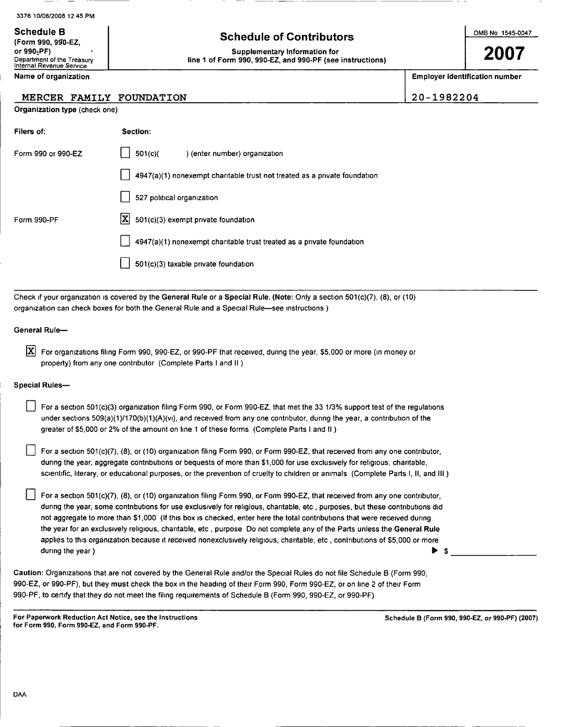3376 10/06/2008 12 45 PM

**Schedule B** (Form 990, 990-EZ, or 990-PF)
Department of the Treasury
Internal Revenue Service

# Schedule of Contributors

**Supplementary Information for line 1 of Form 990, 990-EZ, and 990-PF (see instructions)**

OMB No 1545-0047

**2007**

| Name of organization | Employer identification number |
|---|---|
| MERCER FAMILY FOUNDATION | 20-1982204 |

**Organization type** (check one)

| Filers of: | Section: |
|---|---|
| Form 990 or 990-EZ | ☐ 501(c)(     ) (enter number) organization |
| | ☐ 4947(a)(1) nonexempt charitable trust **not** treated as a private foundation |
| | ☐ 527 political organization |
| Form 990-PF | ☒ 501(c)(3) exempt private foundation |
| | ☐ 4947(a)(1) nonexempt charitable trust treated as a private foundation |
| | ☐ 501(c)(3) taxable private foundation |

Check if your organization is covered by the **General Rule** or a **Special Rule. (Note:** Only a section 501(c)(7), (8), or (10) organization can check boxes for both the General Rule and a Special Rule—see instructions )

**General Rule—**

☒ For organizations filing Form 990, 990-EZ, or 990-PF that received, during the year, $5,000 or more (in money or property) from any one contributor (Complete Parts I and II )

**Special Rules—**

☐ For a section 501(c)(3) organization filing Form 990, or Form 990-EZ, that met the 33 1/3% support test of the regulations under sections 509(a)(1)/170(b)(1)(A)(vi), and received from any one contributor, during the year, a contribution of the greater of $5,000 or 2% of the amount on line 1 of these forms (Complete Parts I and II )

☐ For a section 501(c)(7), (8), or (10) organization filing Form 990, or Form 990-EZ, that received from any one contributor, during the year, aggregate contributions or bequests of more than $1,000 for use exclusively for religious, charitable, scientific, literary, or educational purposes, or the prevention of cruelty to children or animals (Complete Parts I, II, and III )

☐ For a section 501(c)(7), (8), or (10) organization filing Form 990, or Form 990-EZ, that received from any one contributor, during the year, some contributions for use exclusively for religious, charitable, etc , purposes, but these contributions did not aggregate to more than $1,000 (If this box is checked, enter here the total contributions that were received during the year for an exclusively religious, charitable, etc , purpose Do not complete any of the Parts unless the **General Rule** applies to this organization because it received nonexclusively religious, charitable, etc , contributions of $5,000 or more during the year ) ▶ $ ____________

**Caution:** Organizations that are not covered by the General Rule and/or the Special Rules do not file Schedule B (Form 990, 990-EZ, or 990-PF), but they **must** check the box in the heading of their Form 990, Form 990-EZ, or on line 2 of their Form 990-PF, to certify that they do not meet the filing requirements of Schedule B (Form 990, 990-EZ, or 990-PF)

**For Paperwork Reduction Act Notice, see the Instructions for Form 990, Form 990-EZ, and Form 990-PF.**

**Schedule B (Form 990, 990-EZ, or 990-PF) (2007)**

DAA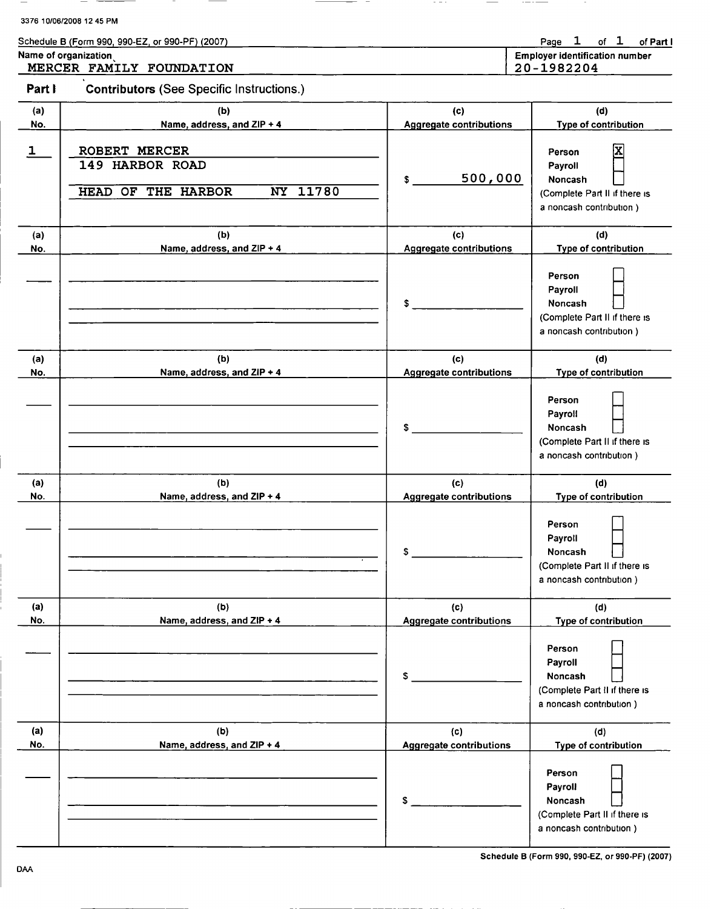3376 10/06/2008 12 45 PM

Schedule B (Form 990, 990-EZ, or 990-PF) (2007)

Name of organization: MERCER FAMILY FOUNDATION

Employer identification number: 20-1982204

## Part I Contributors (See Specific Instructions.)

| (a) No. | (b) Name, address, and ZIP + 4 | (c) Aggregate contributions | (d) Type of contribution |
|---|---|---|---|
| 1 | ROBERT MERCER<br>149 HARBOR ROAD<br>HEAD OF THE HARBOR NY 11780 | $ 500,000 | Person [X]<br>Payroll [ ]<br>Noncash [ ]<br>(Complete Part II if there is a noncash contribution ) |
| | | $ | Person [ ]<br>Payroll [ ]<br>Noncash [ ]<br>(Complete Part II if there is a noncash contribution ) |
| | | $ | Person [ ]<br>Payroll [ ]<br>Noncash [ ]<br>(Complete Part II if there is a noncash contribution ) |
| | | $ | Person [ ]<br>Payroll [ ]<br>Noncash [ ]<br>(Complete Part II if there is a noncash contribution ) |
| | | $ | Person [ ]<br>Payroll [ ]<br>Noncash [ ]<br>(Complete Part II if there is a noncash contribution ) |
| | | $ | Person [ ]<br>Payroll [ ]<br>Noncash [ ]<br>(Complete Part II if there is a noncash contribution ) |

DAA

Schedule B (Form 990, 990-EZ, or 990-PF) (2007)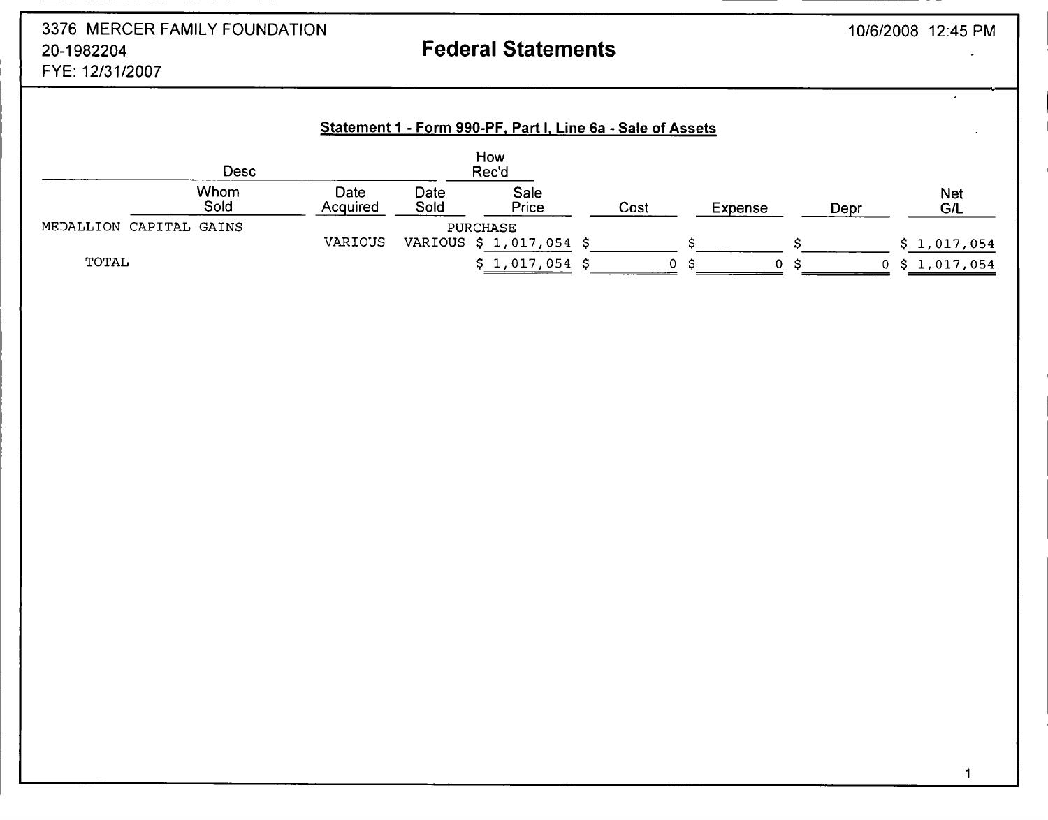3376 MERCER FAMILY FOUNDATION
20-1982204
FYE: 12/31/2007

# Federal Statements

10/6/2008 12:45 PM

## Statement 1 - Form 990-PF, Part I, Line 6a - Sale of Assets

| Desc | | | How Rec'd | | | | |
|---|---|---|---|---|---|---|---|
| Whom Sold | Date Acquired | Date Sold | Sale Price | Cost | Expense | Depr | Net G/L |
| MEDALLION CAPITAL GAINS | | | PURCHASE | | | | |
| | VARIOUS | VARIOUS | $ 1,017,054 | $ | $ | $ | $ 1,017,054 |
| TOTAL | | | $ 1,017,054 | $ 0 | $ 0 | $ 0 | $ 1,017,054 |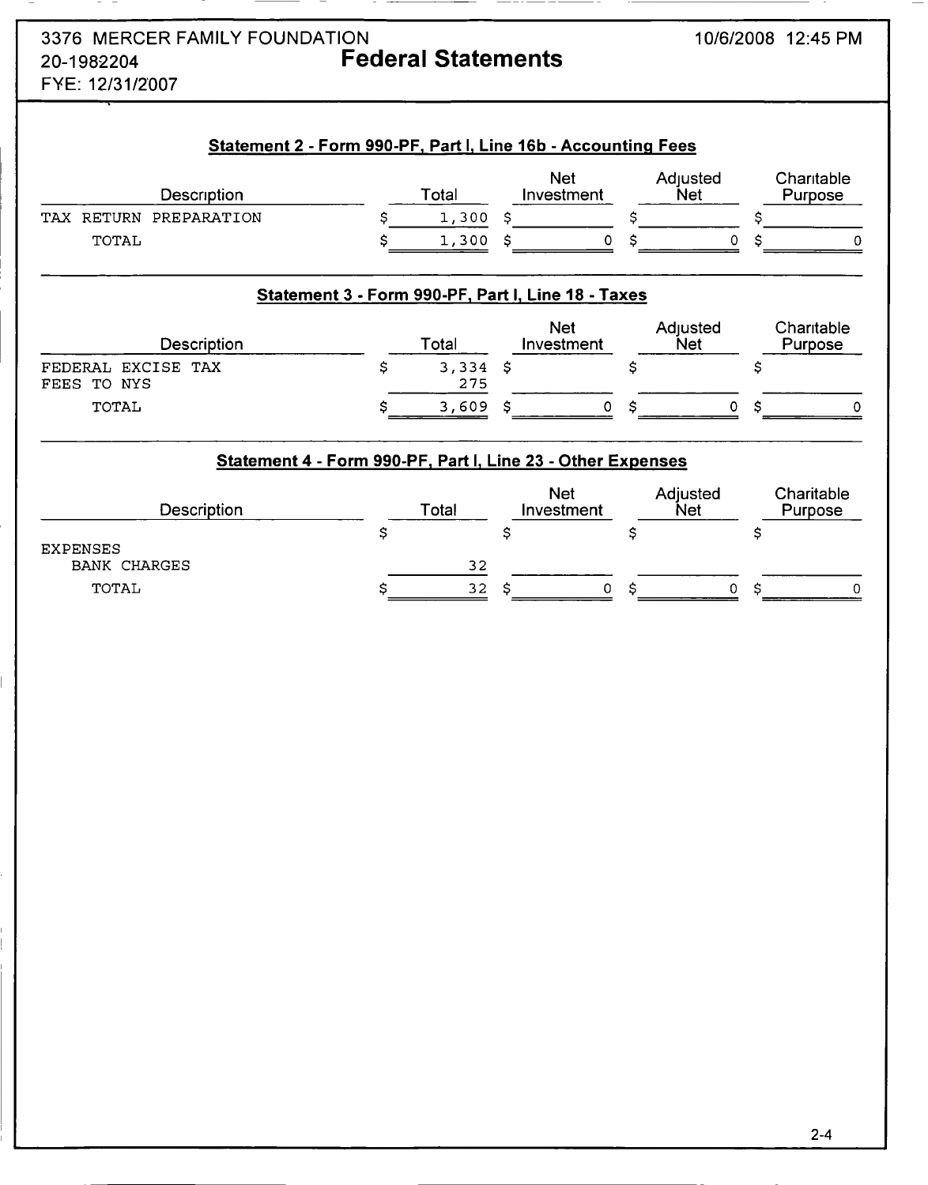3376 MERCER FAMILY FOUNDATION
20-1982204
FYE: 12/31/2007

10/6/2008 12:45 PM

# Federal Statements

## Statement 2 - Form 990-PF, Part I, Line 16b - Accounting Fees

| Description | Total | Net Investment | Adjusted Net | Charitable Purpose |
|---|---|---|---|---|
| TAX RETURN PREPARATION | $ 1,300 | $ | $ | $ |
| TOTAL | $ 1,300 | $ 0 | $ 0 | $ 0 |

## Statement 3 - Form 990-PF, Part I, Line 18 - Taxes

| Description | Total | Net Investment | Adjusted Net | Charitable Purpose |
|---|---|---|---|---|
| FEDERAL EXCISE TAX | $ 3,334 | $ | $ | $ |
| FEES TO NYS | 275 | | | |
| TOTAL | $ 3,609 | $ 0 | $ 0 | $ 0 |

## Statement 4 - Form 990-PF, Part I, Line 23 - Other Expenses

| Description | Total | Net Investment | Adjusted Net | Charitable Purpose |
|---|---|---|---|---|
| | $ | $ | $ | $ |
| EXPENSES | | | | |
| BANK CHARGES | 32 | | | |
| TOTAL | $ 32 | $ 0 | $ 0 | $ 0 |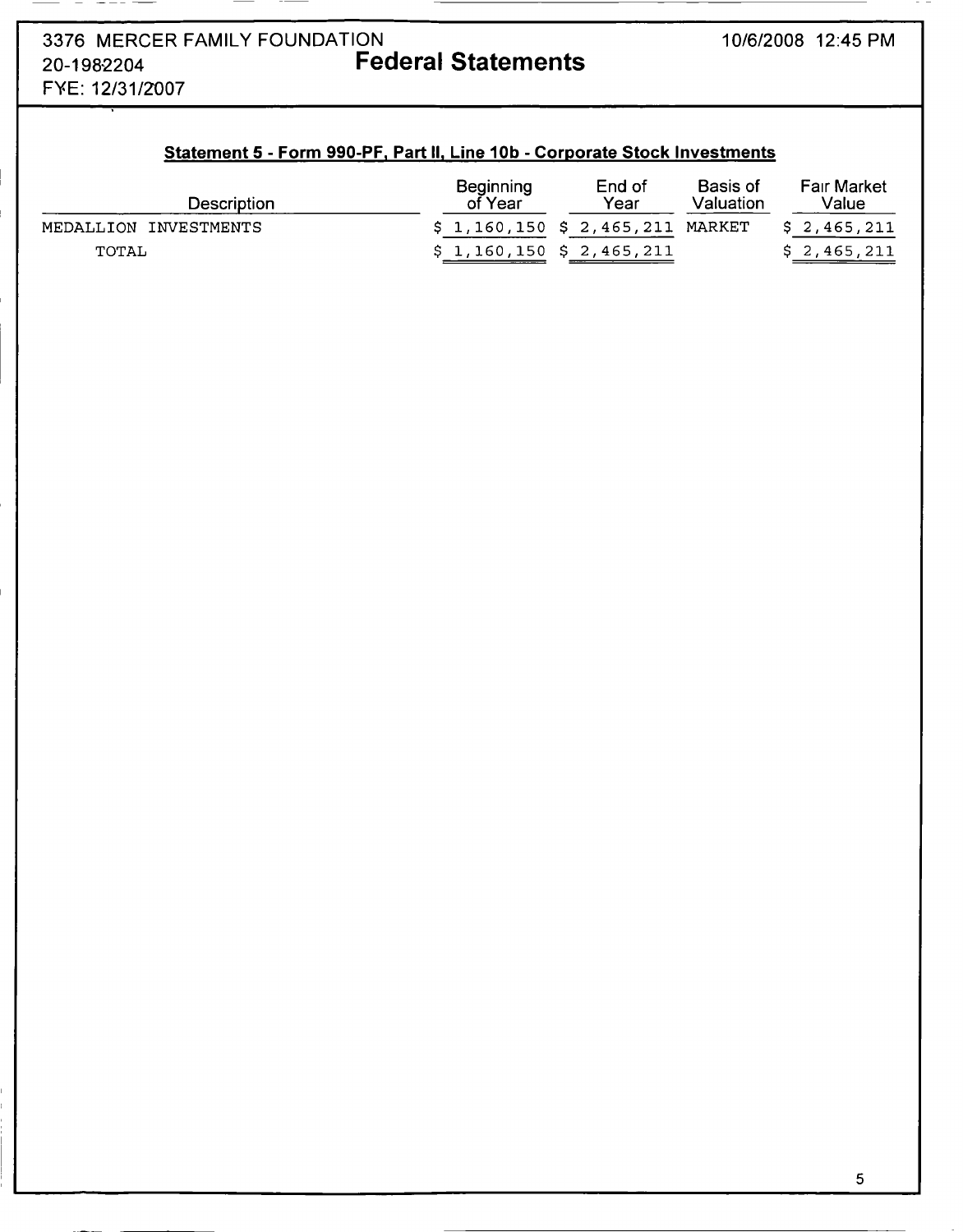3376 MERCER FAMILY FOUNDATION
20-1982204
FYE: 12/31/2007

10/6/2008 12:45 PM

# Federal Statements

## Statement 5 - Form 990-PF, Part II, Line 10b - Corporate Stock Investments

| Description | Beginning of Year | End of Year | Basis of Valuation | Fair Market Value |
|---|---|---|---|---|
| MEDALLION INVESTMENTS | $ 1,160,150 | $ 2,465,211 | MARKET | $ 2,465,211 |
| TOTAL | $ 1,160,150 | $ 2,465,211 | | $ 2,465,211 |